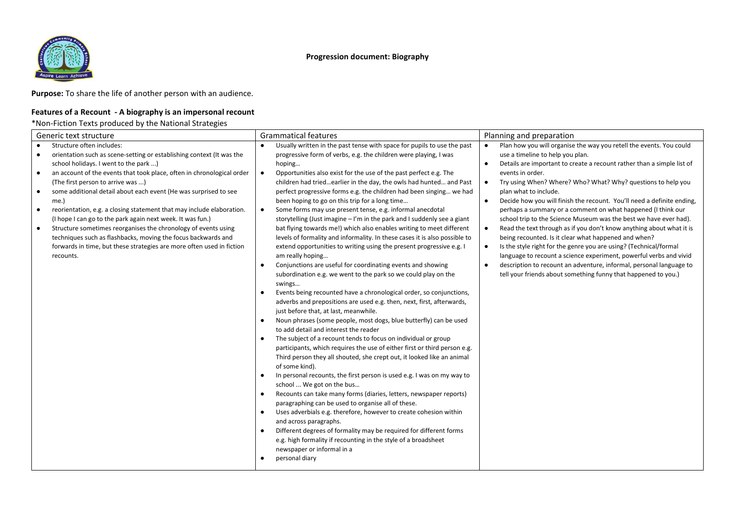**Progression document: Biography**

**Purpose:** To share the life of another person with an audience.

**Features of a Recount - A biography is an impersonal recount**

*Non-Fiction Texts produced by the National Strategies

| Generic text structure | Grammatical features | Planning and preparation |
| --- | --- | --- |
| • Structure often includes:<br>• orientation such as scene-setting or establishing context (It was the school holidays. I went to the park ...)<br>• an account of the events that took place, often in chronological order (The first person to arrive was ...)<br>• some additional detail about each event (He was surprised to see me.)<br>• reorientation, e.g. a closing statement that may include elaboration. (I hope I can go to the park again next week. It was fun.)<br>• Structure sometimes reorganises the chronology of events using techniques such as flashbacks, moving the focus backwards and forwards in time, but these strategies are more often used in fiction recounts. | • Usually written in the past tense with space for pupils to use the past progressive form of verbs, e.g. the children were playing, I was hoping…<br>• Opportunities also exist for the use of the past perfect e.g. The children had tried…earlier in the day, the owls had hunted… and Past perfect progressive forms e.g. the children had been singing… we had been hoping to go on this trip for a long time…<br>• Some forms may use present tense, e.g. informal anecdotal storytelling (Just imagine – I'm in the park and I suddenly see a giant bat flying towards me!) which also enables writing to meet different levels of formality and informality. In these cases it is also possible to extend opportunities to writing using the present progressive e.g. I am really hoping…<br>• Conjunctions are useful for coordinating events and showing subordination e.g. we went to the park so we could play on the swings…<br>• Events being recounted have a chronological order, so conjunctions, adverbs and prepositions are used e.g. then, next, first, afterwards, just before that, at last, meanwhile.<br>• Noun phrases (some people, most dogs, blue butterfly) can be used to add detail and interest the reader<br>• The subject of a recount tends to focus on individual or group participants, which requires the use of either first or third person e.g. Third person they all shouted, she crept out, it looked like an animal of some kind).<br>• In personal recounts, the first person is used e.g. I was on my way to school ... We got on the bus…<br>• Recounts can take many forms (diaries, letters, newspaper reports) paragraphing can be used to organise all of these.<br>• Uses adverbials e.g. therefore, however to create cohesion within and across paragraphs.<br>• Different degrees of formality may be required for different forms e.g. high formality if recounting in the style of a broadsheet newspaper or informal in a<br>• personal diary | • Plan how you will organise the way you retell the events. You could use a timeline to help you plan.<br>• Details are important to create a recount rather than a simple list of events in order.<br>• Try using When? Where? Who? What? Why? questions to help you plan what to include.<br>• Decide how you will finish the recount. You'll need a definite ending, perhaps a summary or a comment on what happened (I think our school trip to the Science Museum was the best we have ever had).<br>• Read the text through as if you don't know anything about what it is being recounted. Is it clear what happened and when?<br>• Is the style right for the genre you are using? (Technical/formal language to recount a science experiment, powerful verbs and vivid<br>• description to recount an adventure, informal, personal language to tell your friends about something funny that happened to you.) |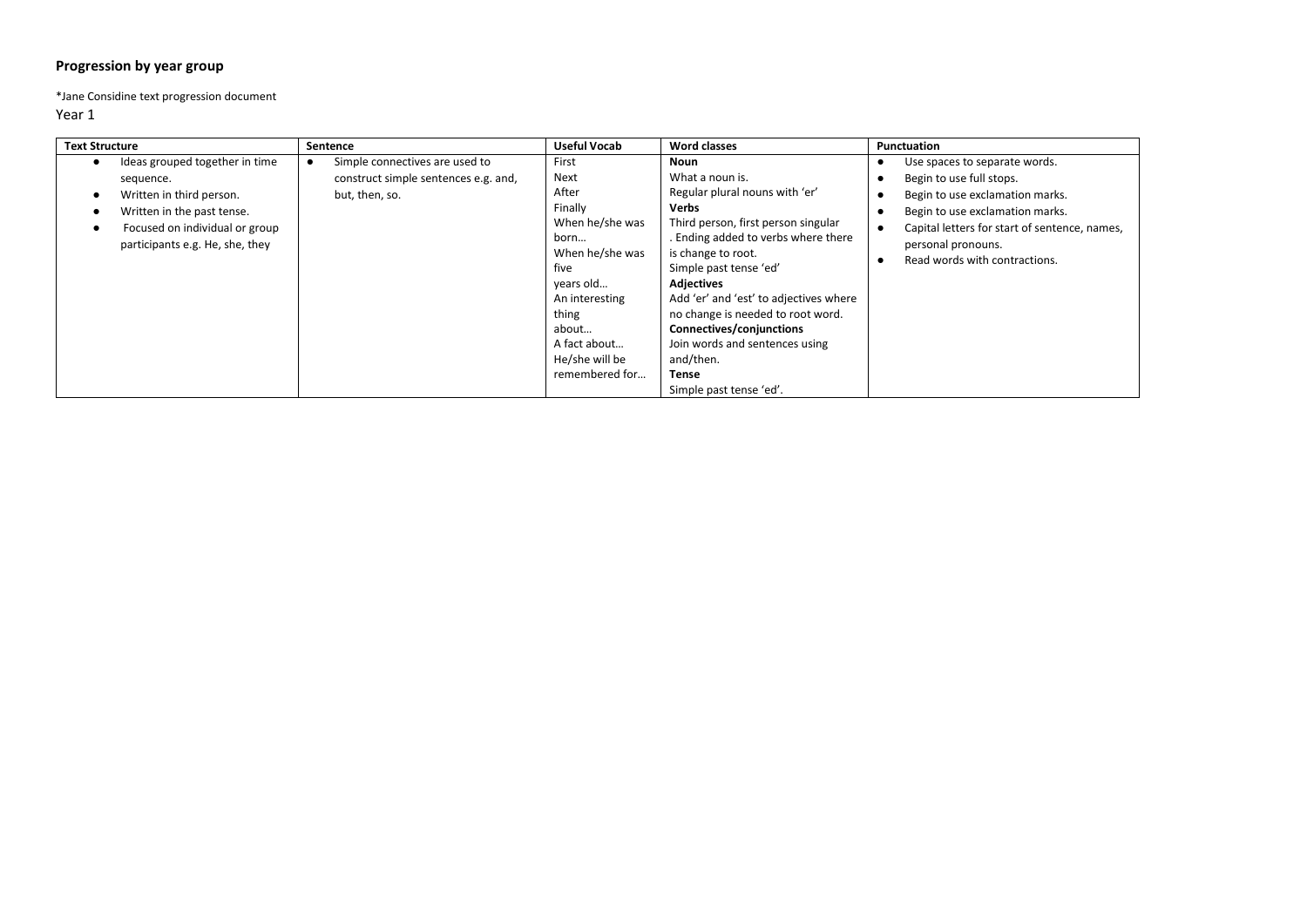## Progression by year group

*Jane Considine text progression document

Year 1

| Text Structure | Sentence | Useful Vocab | Word classes | Punctuation |
| --- | --- | --- | --- | --- |
| • Ideas grouped together in time sequence.<br>• Written in third person.<br>• Written in the past tense.<br>• Focused on individual or group participants e.g. He, she, they | • Simple connectives are used to construct simple sentences e.g. and, but, then, so. | First<br>Next<br>After<br>Finally<br>When he/she was born…<br>When he/she was five years old…<br>An interesting thing about…<br>A fact about…<br>He/she will be remembered for… | **Noun**<br>What a noun is.<br>Regular plural nouns with 'er'<br>**Verbs**<br>Third person, first person singular<br>. Ending added to verbs where there is change to root.<br>Simple past tense 'ed'<br>**Adjectives**<br>Add 'er' and 'est' to adjectives where no change is needed to root word.<br>**Connectives/conjunctions**<br>Join words and sentences using and/then.<br>**Tense**<br>Simple past tense 'ed'. | • Use spaces to separate words.<br>• Begin to use full stops.<br>• Begin to use exclamation marks.<br>• Begin to use exclamation marks.<br>• Capital letters for start of sentence, names, personal pronouns.<br>• Read words with contractions. |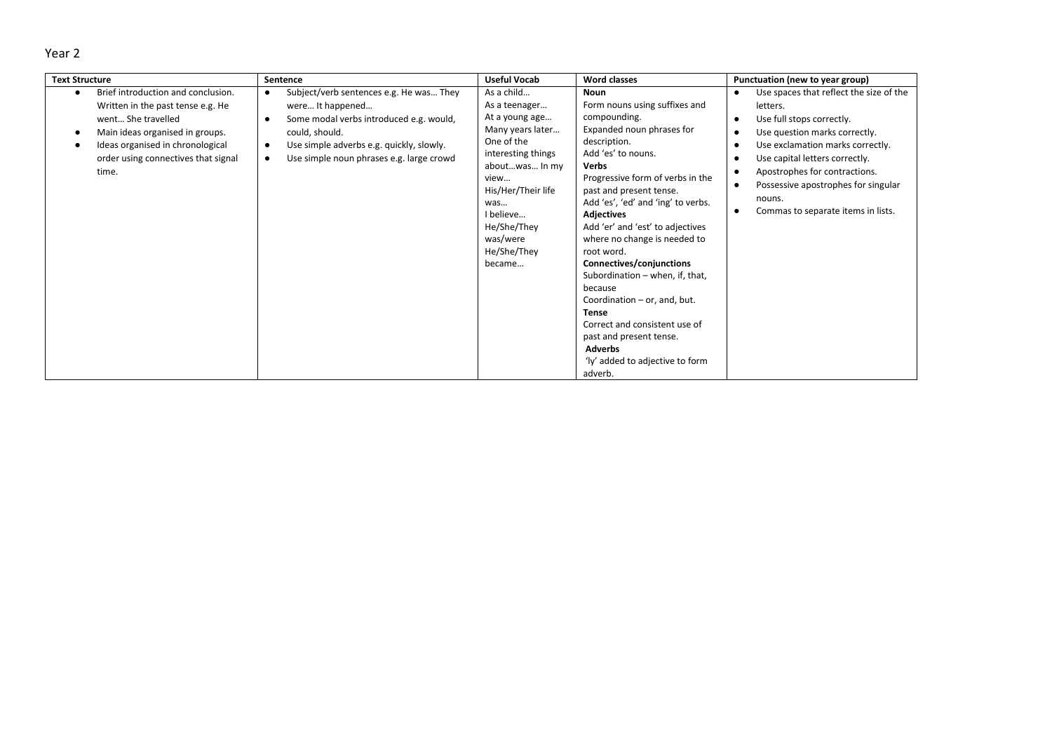Year 2

| Text Structure | Sentence | Useful Vocab | Word classes | Punctuation (new to year group) |
| --- | --- | --- | --- | --- |
| • Brief introduction and conclusion. Written in the past tense e.g. He went… She travelled<br>• Main ideas organised in groups.<br>• Ideas organised in chronological order using connectives that signal time. | • Subject/verb sentences e.g. He was… They were… It happened…<br>• Some modal verbs introduced e.g. would, could, should.<br>• Use simple adverbs e.g. quickly, slowly.<br>• Use simple noun phrases e.g. large crowd | As a child…<br>As a teenager…<br>At a young age…<br>Many years later…<br>One of the interesting things about…was… In my view…<br>His/Her/Their life was…<br>I believe…<br>He/She/They was/were<br>He/She/They became… | **Noun**<br>Form nouns using suffixes and compounding.<br>Expanded noun phrases for description.<br>Add 'es' to nouns.<br>**Verbs**<br>Progressive form of verbs in the past and present tense.<br>Add 'es', 'ed' and 'ing' to verbs.<br>**Adjectives**<br>Add 'er' and 'est' to adjectives where no change is needed to root word.<br>**Connectives/conjunctions**<br>Subordination – when, if, that, because<br>Coordination – or, and, but.<br>**Tense**<br>Correct and consistent use of past and present tense.<br>**Adverbs**<br>'ly' added to adjective to form adverb. | • Use spaces that reflect the size of the letters.<br>• Use full stops correctly.<br>• Use question marks correctly.<br>• Use exclamation marks correctly.<br>• Use capital letters correctly.<br>• Apostrophes for contractions.<br>• Possessive apostrophes for singular nouns.<br>• Commas to separate items in lists. |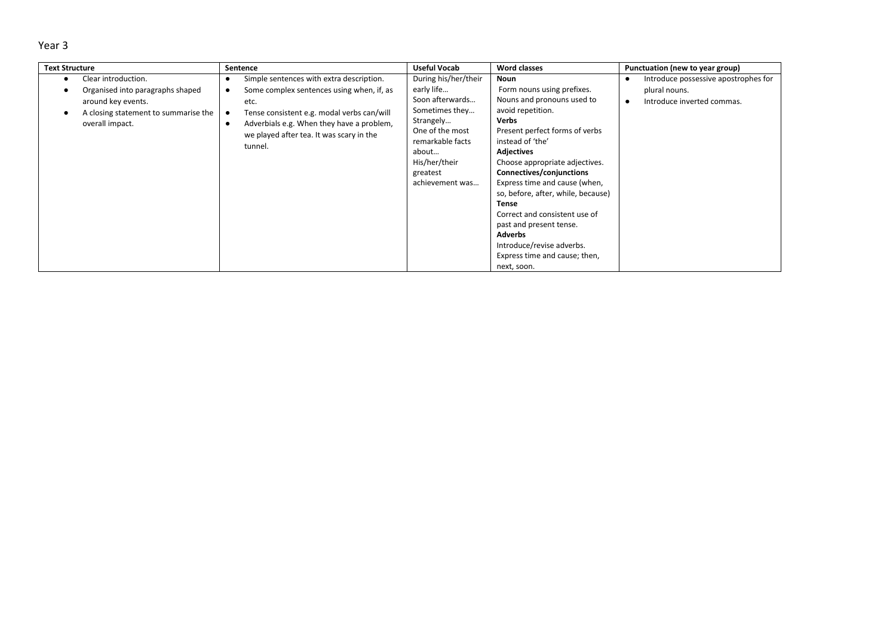Year 3

| Text Structure | Sentence | Useful Vocab | Word classes | Punctuation (new to year group) |
| --- | --- | --- | --- | --- |
| • Clear introduction.<br>• Organised into paragraphs shaped around key events.<br>• A closing statement to summarise the overall impact. | • Simple sentences with extra description.<br>• Some complex sentences using when, if, as etc.<br>• Tense consistent e.g. modal verbs can/will<br>• Adverbials e.g. When they have a problem, we played after tea. It was scary in the tunnel. | During his/her/their early life…<br>Soon afterwards…<br>Sometimes they…<br>Strangely…<br>One of the most remarkable facts about…<br>His/her/their greatest achievement was… | **Noun**<br>Form nouns using prefixes.<br>Nouns and pronouns used to avoid repetition.<br>**Verbs**<br>Present perfect forms of verbs instead of 'the'<br>**Adjectives**<br>Choose appropriate adjectives.<br>**Connectives/conjunctions**<br>Express time and cause (when, so, before, after, while, because)<br>**Tense**<br>Correct and consistent use of past and present tense.<br>**Adverbs**<br>Introduce/revise adverbs.<br>Express time and cause; then, next, soon. | • Introduce possessive apostrophes for plural nouns.<br>• Introduce inverted commas. |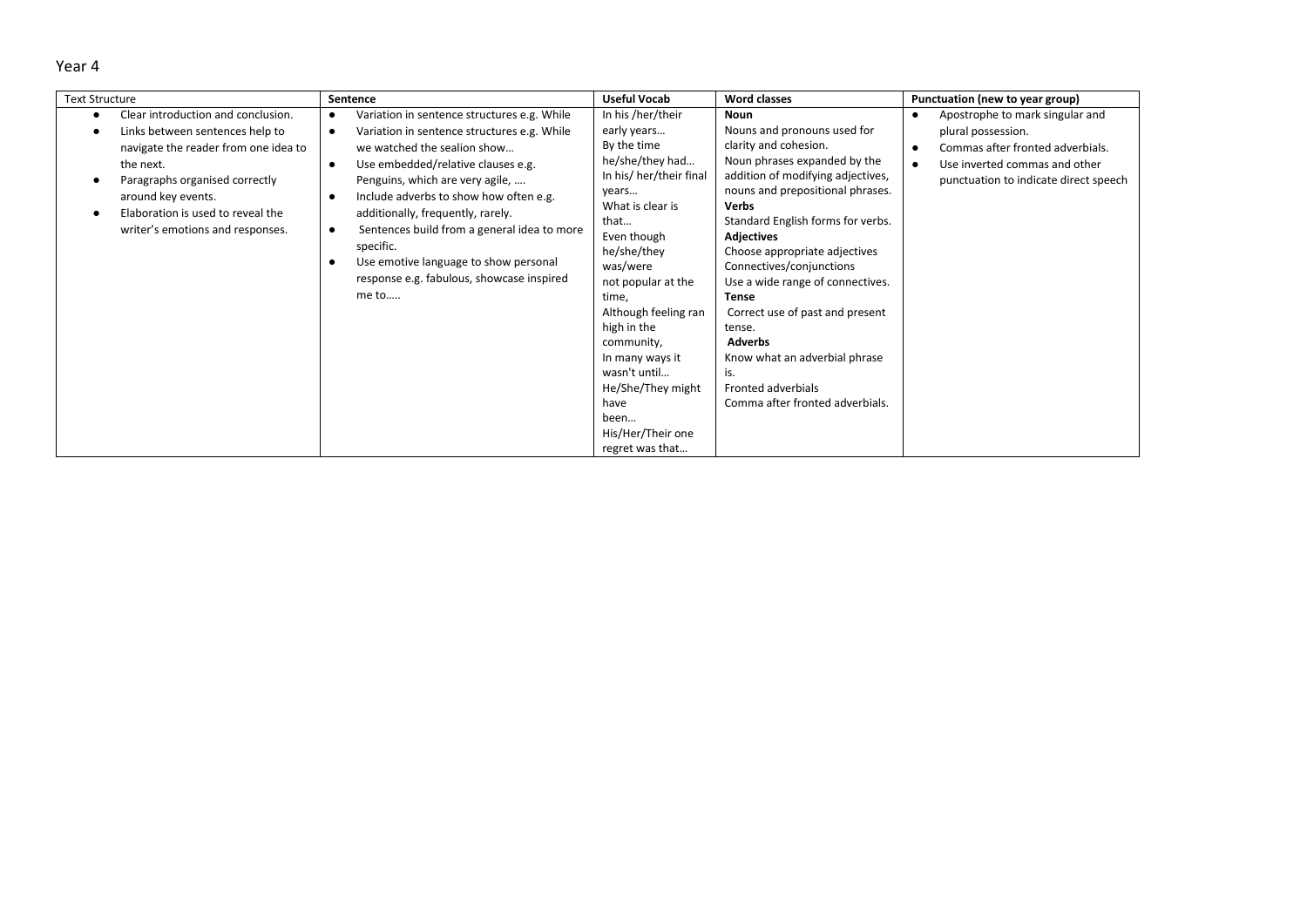Year 4

| Text Structure | Sentence | Useful Vocab | Word classes | Punctuation (new to year group) |
| --- | --- | --- | --- | --- |
| • Clear introduction and conclusion.<br>• Links between sentences help to navigate the reader from one idea to the next.<br>• Paragraphs organised correctly around key events.<br>• Elaboration is used to reveal the writer's emotions and responses. | • Variation in sentence structures e.g. While<br>• Variation in sentence structures e.g. While we watched the sealion show…<br>• Use embedded/relative clauses e.g. Penguins, which are very agile, ….<br>• Include adverbs to show how often e.g. additionally, frequently, rarely.<br>• Sentences build from a general idea to more specific.<br>• Use emotive language to show personal response e.g. fabulous, showcase inspired me to….. | In his /her/their early years…<br>By the time he/she/they had…<br>In his/ her/their final years…<br>What is clear is that…<br>Even though he/she/they was/were not popular at the time,<br>Although feeling ran high in the community,<br>In many ways it wasn't until…<br>He/She/They might have been…<br>His/Her/Their one regret was that… | **Noun**<br>Nouns and pronouns used for clarity and cohesion.<br>Noun phrases expanded by the addition of modifying adjectives, nouns and prepositional phrases.<br>**Verbs**<br>Standard English forms for verbs.<br>**Adjectives**<br>Choose appropriate adjectives<br>Connectives/conjunctions<br>Use a wide range of connectives.<br>**Tense**<br>Correct use of past and present tense.<br>**Adverbs**<br>Know what an adverbial phrase is.<br>Fronted adverbials<br>Comma after fronted adverbials. | • Apostrophe to mark singular and plural possession.<br>• Commas after fronted adverbials.<br>• Use inverted commas and other punctuation to indicate direct speech |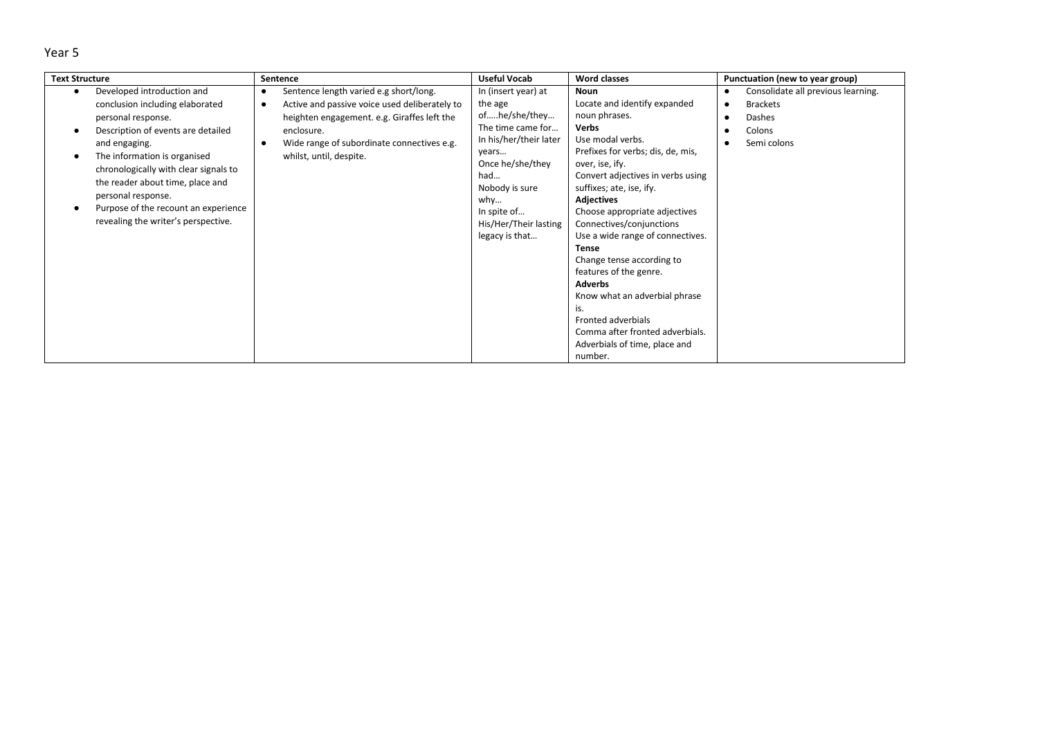Year 5

| Text Structure | Sentence | Useful Vocab | Word classes | Punctuation (new to year group) |
|---|---|---|---|---|
| • Developed introduction and conclusion including elaborated personal response.<br>• Description of events are detailed and engaging.<br>• The information is organised chronologically with clear signals to the reader about time, place and personal response.<br>• Purpose of the recount an experience revealing the writer's perspective. | • Sentence length varied e.g short/long.<br>• Active and passive voice used deliberately to heighten engagement. e.g. Giraffes left the enclosure.<br>• Wide range of subordinate connectives e.g. whilst, until, despite. | In (insert year) at the age of…..he/she/they…<br>The time came for…<br>In his/her/their later years…<br>Once he/she/they had…<br>Nobody is sure why…<br>In spite of…<br>His/Her/Their lasting legacy is that… | **Noun**<br>Locate and identify expanded noun phrases.<br>**Verbs**<br>Use modal verbs.<br>Prefixes for verbs; dis, de, mis, over, ise, ify.<br>Convert adjectives in verbs using suffixes; ate, ise, ify.<br>**Adjectives**<br>Choose appropriate adjectives<br>Connectives/conjunctions<br>Use a wide range of connectives.<br>**Tense**<br>Change tense according to features of the genre.<br>**Adverbs**<br>Know what an adverbial phrase is.<br>Fronted adverbials<br>Comma after fronted adverbials.<br>Adverbials of time, place and number. | • Consolidate all previous learning.<br>• Brackets<br>• Dashes<br>• Colons<br>• Semi colons |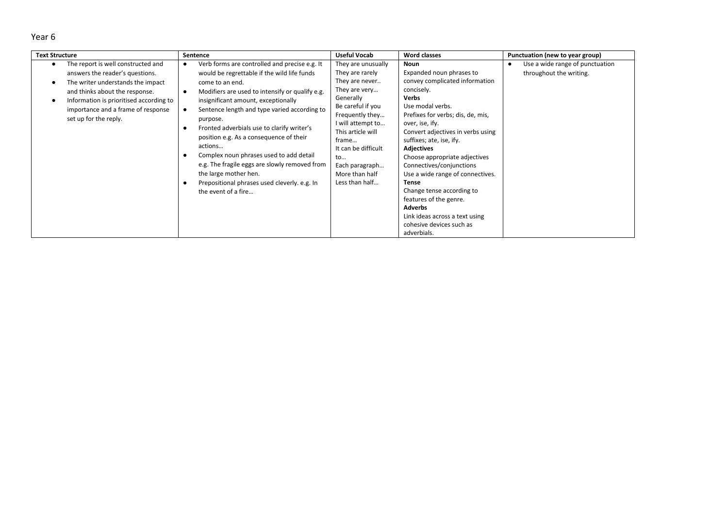Year 6

| Text Structure | Sentence | Useful Vocab | Word classes | Punctuation (new to year group) |
|---|---|---|---|---|
| • The report is well constructed and answers the reader's questions.<br>• The writer understands the impact and thinks about the response.<br>• Information is prioritised according to importance and a frame of response set up for the reply. | • Verb forms are controlled and precise e.g. It would be regrettable if the wild life funds come to an end.<br>• Modifiers are used to intensify or qualify e.g. insignificant amount, exceptionally<br>• Sentence length and type varied according to purpose.<br>• Fronted adverbials use to clarify writer's position e.g. As a consequence of their actions…<br>• Complex noun phrases used to add detail e.g. The fragile eggs are slowly removed from the large mother hen.<br>• Prepositional phrases used cleverly. e.g. In the event of a fire… | They are unusually<br>They are rarely<br>They are never..<br>They are very…<br>Generally<br>Be careful if you<br>Frequently they…<br>I will attempt to…<br>This article will frame…<br>It can be difficult to…<br>Each paragraph…<br>More than half<br>Less than half… | **Noun**<br>Expanded noun phrases to convey complicated information concisely.<br>**Verbs**<br>Use modal verbs.<br>Prefixes for verbs; dis, de, mis, over, ise, ify.<br>Convert adjectives in verbs using suffixes; ate, ise, ify.<br>**Adjectives**<br>Choose appropriate adjectives<br>Connectives/conjunctions<br>Use a wide range of connectives.<br>**Tense**<br>Change tense according to features of the genre.<br>**Adverbs**<br>Link ideas across a text using cohesive devices such as adverbials. | • Use a wide range of punctuation throughout the writing. |